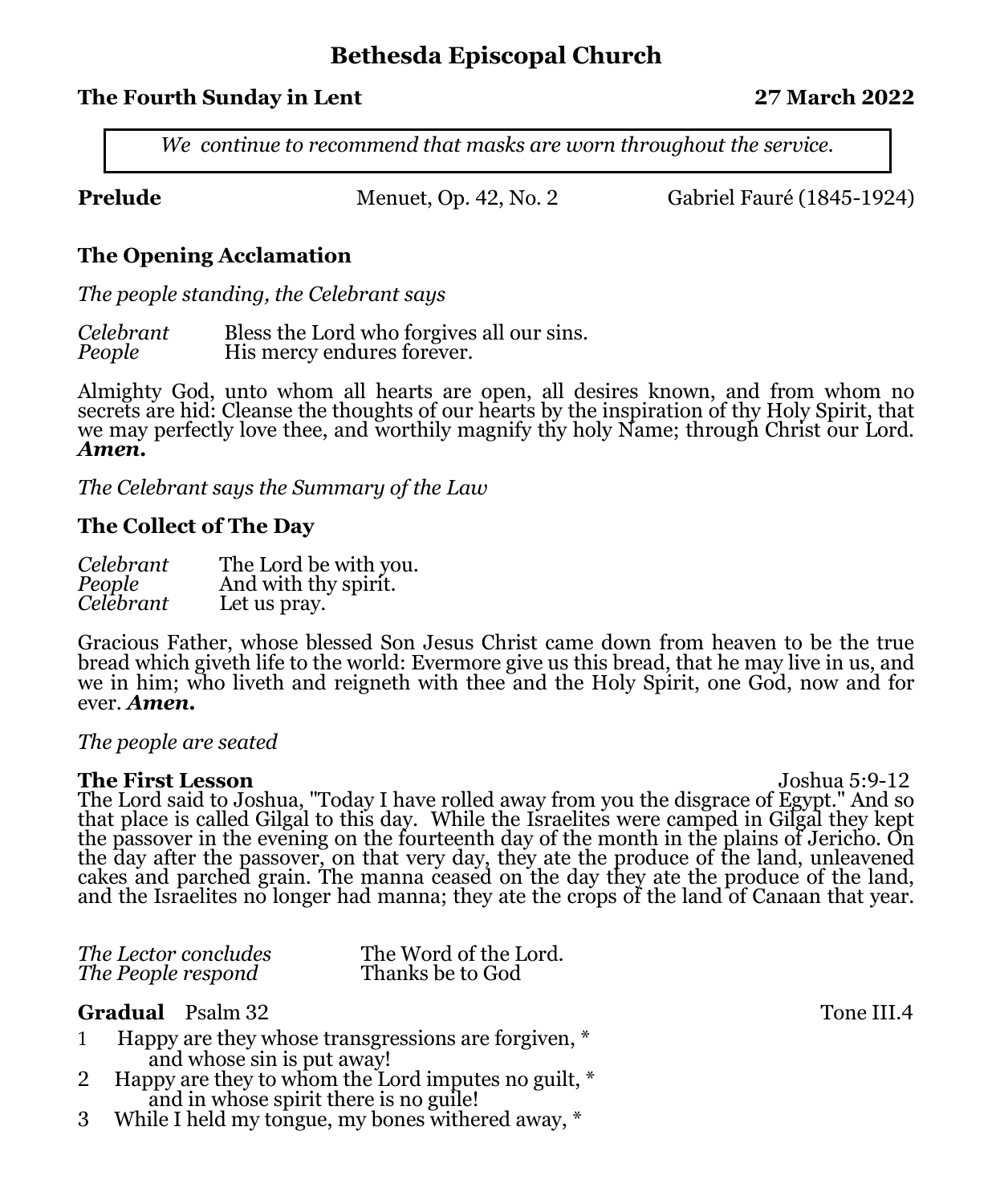# Bethesda Episcopal Church

**The Fourth Sunday in Lent** **27 March 2022**

*We continue to recommend that masks are worn throughout the service.*

**Prelude** Menuet, Op. 42, No. 2 Gabriel Fauré (1845-1924)

## The Opening Acclamation

*The people standing, the Celebrant says*

*Celebrant* Bless the Lord who forgives all our sins.
*People* His mercy endures forever.

Almighty God, unto whom all hearts are open, all desires known, and from whom no secrets are hid: Cleanse the thoughts of our hearts by the inspiration of thy Holy Spirit, that we may perfectly love thee, and worthily magnify thy holy Name; through Christ our Lord. ***Amen.***

*The Celebrant says the Summary of the Law*

## The Collect of The Day

*Celebrant* The Lord be with you.
*People* And with thy spirit.
*Celebrant* Let us pray.

Gracious Father, whose blessed Son Jesus Christ came down from heaven to be the true bread which giveth life to the world: Evermore give us this bread, that he may live in us, and we in him; who liveth and reigneth with thee and the Holy Spirit, one God, now and for ever. ***Amen.***

*The people are seated*

**The First Lesson** Joshua 5:9-12

The Lord said to Joshua, "Today I have rolled away from you the disgrace of Egypt." And so that place is called Gilgal to this day. While the Israelites were camped in Gilgal they kept the passover in the evening on the fourteenth day of the month in the plains of Jericho. On the day after the passover, on that very day, they ate the produce of the land, unleavened cakes and parched grain. The manna ceased on the day they ate the produce of the land, and the Israelites no longer had manna; they ate the crops of the land of Canaan that year.

*The Lector concludes* The Word of the Lord.
*The People respond* Thanks be to God

**Gradual** Psalm 32 Tone III.4

1 Happy are they whose transgressions are forgiven, *
    and whose sin is put away!
2 Happy are they to whom the Lord imputes no guilt, *
    and in whose spirit there is no guile!
3 While I held my tongue, my bones withered away, *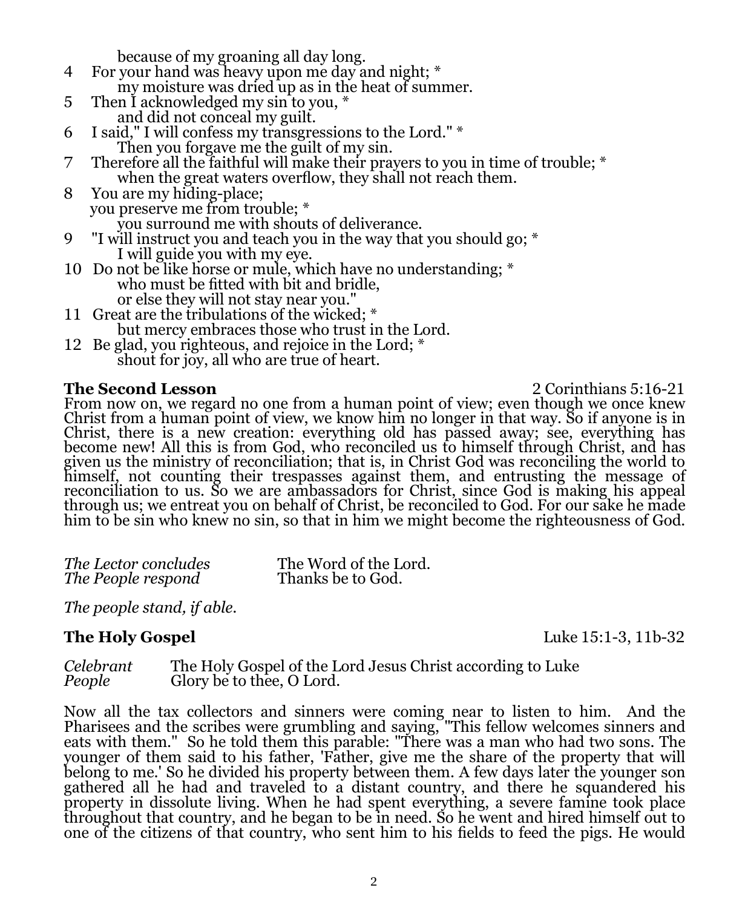because of my groaning all day long.

4 For your hand was heavy upon me day and night; *
  my moisture was dried up as in the heat of summer.

5 Then I acknowledged my sin to you, *
  and did not conceal my guilt.

6 I said," I will confess my transgressions to the Lord." *
  Then you forgave me the guilt of my sin.

7 Therefore all the faithful will make their prayers to you in time of trouble; *
  when the great waters overflow, they shall not reach them.

8 You are my hiding-place;
 you preserve me from trouble; *
  you surround me with shouts of deliverance.

9 "I will instruct you and teach you in the way that you should go; *
  I will guide you with my eye.

10 Do not be like horse or mule, which have no understanding; *
  who must be fitted with bit and bridle,
  or else they will not stay near you."

11 Great are the tribulations of the wicked; *
  but mercy embraces those who trust in the Lord.

12 Be glad, you righteous, and rejoice in the Lord; *
  shout for joy, all who are true of heart.

**The Second Lesson** 2 Corinthians 5:16-21

From now on, we regard no one from a human point of view; even though we once knew Christ from a human point of view, we know him no longer in that way. So if anyone is in Christ, there is a new creation: everything old has passed away; see, everything has become new! All this is from God, who reconciled us to himself through Christ, and has given us the ministry of reconciliation; that is, in Christ God was reconciling the world to himself, not counting their trespasses against them, and entrusting the message of reconciliation to us. So we are ambassadors for Christ, since God is making his appeal through us; we entreat you on behalf of Christ, be reconciled to God. For our sake he made him to be sin who knew no sin, so that in him we might become the righteousness of God.

*The Lector concludes* The Word of the Lord.
*The People respond* Thanks be to God.

*The people stand, if able.*

**The Holy Gospel** Luke 15:1-3, 11b-32

*Celebrant* The Holy Gospel of the Lord Jesus Christ according to Luke
*People* Glory be to thee, O Lord.

Now all the tax collectors and sinners were coming near to listen to him. And the Pharisees and the scribes were grumbling and saying, "This fellow welcomes sinners and eats with them." So he told them this parable: "There was a man who had two sons. The younger of them said to his father, 'Father, give me the share of the property that will belong to me.' So he divided his property between them. A few days later the younger son gathered all he had and traveled to a distant country, and there he squandered his property in dissolute living. When he had spent everything, a severe famine took place throughout that country, and he began to be in need. So he went and hired himself out to one of the citizens of that country, who sent him to his fields to feed the pigs. He would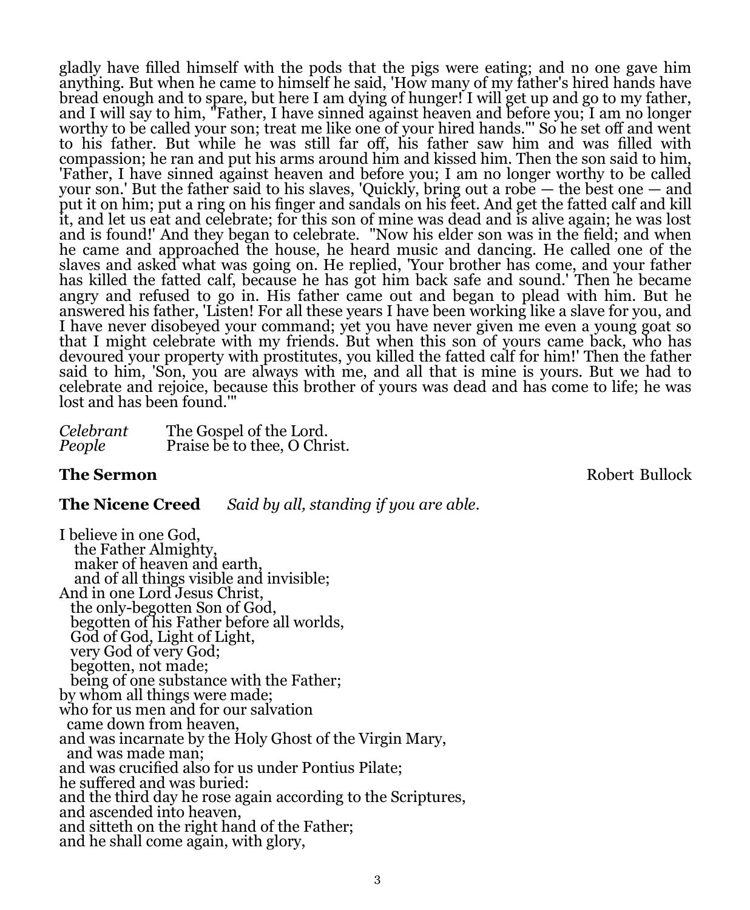gladly have filled himself with the pods that the pigs were eating; and no one gave him anything. But when he came to himself he said, 'How many of my father's hired hands have bread enough and to spare, but here I am dying of hunger! I will get up and go to my father, and I will say to him, "Father, I have sinned against heaven and before you; I am no longer worthy to be called your son; treat me like one of your hired hands."' So he set off and went to his father. But while he was still far off, his father saw him and was filled with compassion; he ran and put his arms around him and kissed him. Then the son said to him, 'Father, I have sinned against heaven and before you; I am no longer worthy to be called your son.' But the father said to his slaves, 'Quickly, bring out a robe — the best one — and put it on him; put a ring on his finger and sandals on his feet. And get the fatted calf and kill it, and let us eat and celebrate; for this son of mine was dead and is alive again; he was lost and is found!' And they began to celebrate. "Now his elder son was in the field; and when he came and approached the house, he heard music and dancing. He called one of the slaves and asked what was going on. He replied, 'Your brother has come, and your father has killed the fatted calf, because he has got him back safe and sound.' Then he became angry and refused to go in. His father came out and began to plead with him. But he answered his father, 'Listen! For all these years I have been working like a slave for you, and I have never disobeyed your command; yet you have never given me even a young goat so that I might celebrate with my friends. But when this son of yours came back, who has devoured your property with prostitutes, you killed the fatted calf for him!' Then the father said to him, 'Son, you are always with me, and all that is mine is yours. But we had to celebrate and rejoice, because this brother of yours was dead and has come to life; he was lost and has been found.'"

*Celebrant* The Gospel of the Lord.
*People* Praise be to thee, O Christ.

**The Sermon** Robert Bullock

**The Nicene Creed** *Said by all, standing if you are able.*

I believe in one God,
the Father Almighty,
maker of heaven and earth,
and of all things visible and invisible;
And in one Lord Jesus Christ,
the only-begotten Son of God,
begotten of his Father before all worlds,
God of God, Light of Light,
very God of very God;
begotten, not made;
being of one substance with the Father;
by whom all things were made;
who for us men and for our salvation
came down from heaven,
and was incarnate by the Holy Ghost of the Virgin Mary,
and was made man;
and was crucified also for us under Pontius Pilate;
he suffered and was buried:
and the third day he rose again according to the Scriptures,
and ascended into heaven,
and sitteth on the right hand of the Father;
and he shall come again, with glory,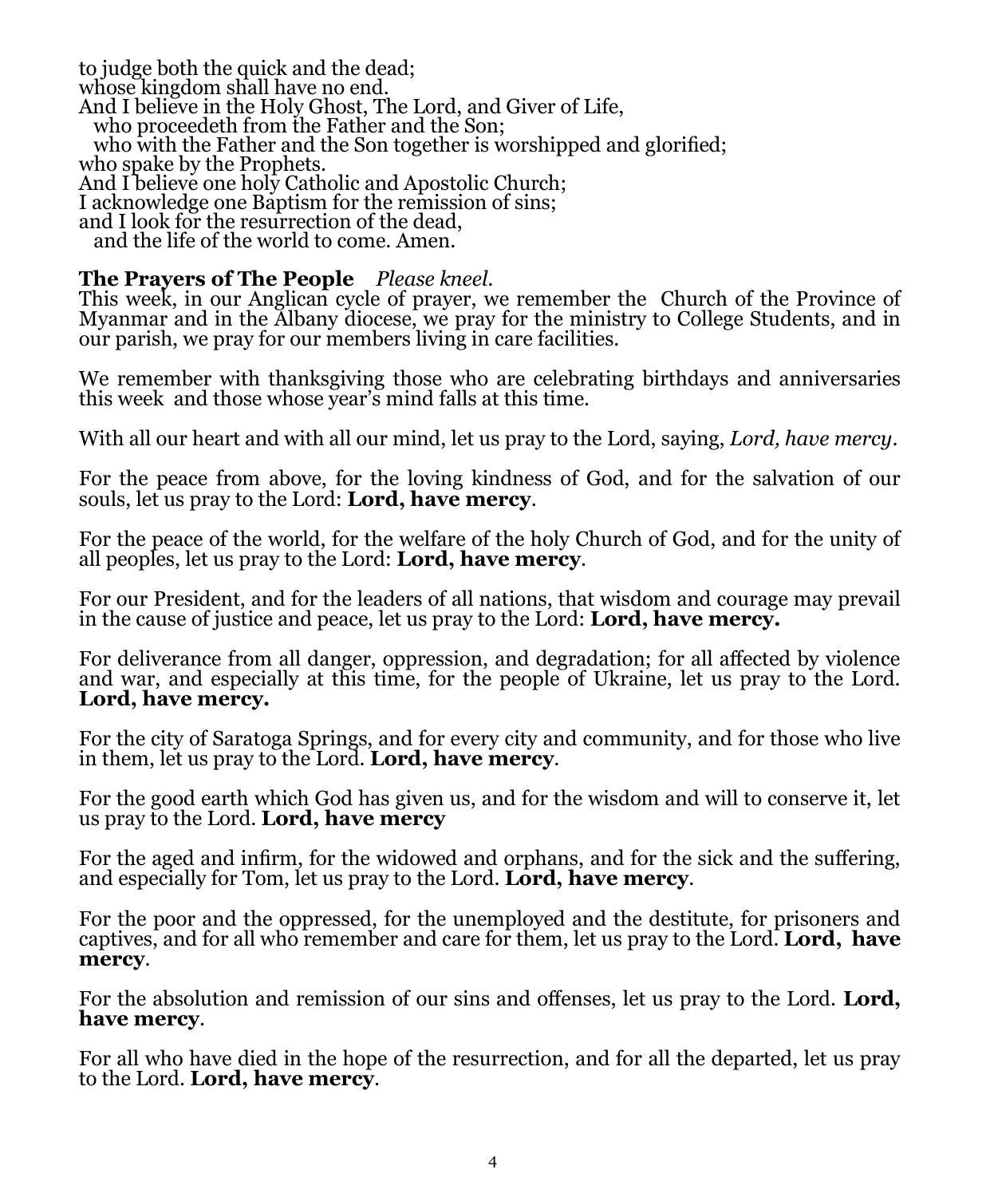to judge both the quick and the dead;
whose kingdom shall have no end.
And I believe in the Holy Ghost, The Lord, and Giver of Life,
  who proceedeth from the Father and the Son;
  who with the Father and the Son together is worshipped and glorified;
who spake by the Prophets.
And I believe one holy Catholic and Apostolic Church;
I acknowledge one Baptism for the remission of sins;
and I look for the resurrection of the dead,
  and the life of the world to come. Amen.

**The Prayers of The People** *Please kneel.*

This week, in our Anglican cycle of prayer, we remember the Church of the Province of Myanmar and in the Albany diocese, we pray for the ministry to College Students, and in our parish, we pray for our members living in care facilities.

We remember with thanksgiving those who are celebrating birthdays and anniversaries this week and those whose year's mind falls at this time.

With all our heart and with all our mind, let us pray to the Lord, saying, *Lord, have mercy*.

For the peace from above, for the loving kindness of God, and for the salvation of our souls, let us pray to the Lord: **Lord, have mercy**.

For the peace of the world, for the welfare of the holy Church of God, and for the unity of all peoples, let us pray to the Lord: **Lord, have mercy**.

For our President, and for the leaders of all nations, that wisdom and courage may prevail in the cause of justice and peace, let us pray to the Lord: **Lord, have mercy.**

For deliverance from all danger, oppression, and degradation; for all affected by violence and war, and especially at this time, for the people of Ukraine, let us pray to the Lord. **Lord, have mercy.**

For the city of Saratoga Springs, and for every city and community, and for those who live in them, let us pray to the Lord. **Lord, have mercy**.

For the good earth which God has given us, and for the wisdom and will to conserve it, let us pray to the Lord. **Lord, have mercy**

For the aged and infirm, for the widowed and orphans, and for the sick and the suffering, and especially for Tom, let us pray to the Lord. **Lord, have mercy**.

For the poor and the oppressed, for the unemployed and the destitute, for prisoners and captives, and for all who remember and care for them, let us pray to the Lord. **Lord, have mercy**.

For the absolution and remission of our sins and offenses, let us pray to the Lord. **Lord, have mercy**.

For all who have died in the hope of the resurrection, and for all the departed, let us pray to the Lord. **Lord, have mercy**.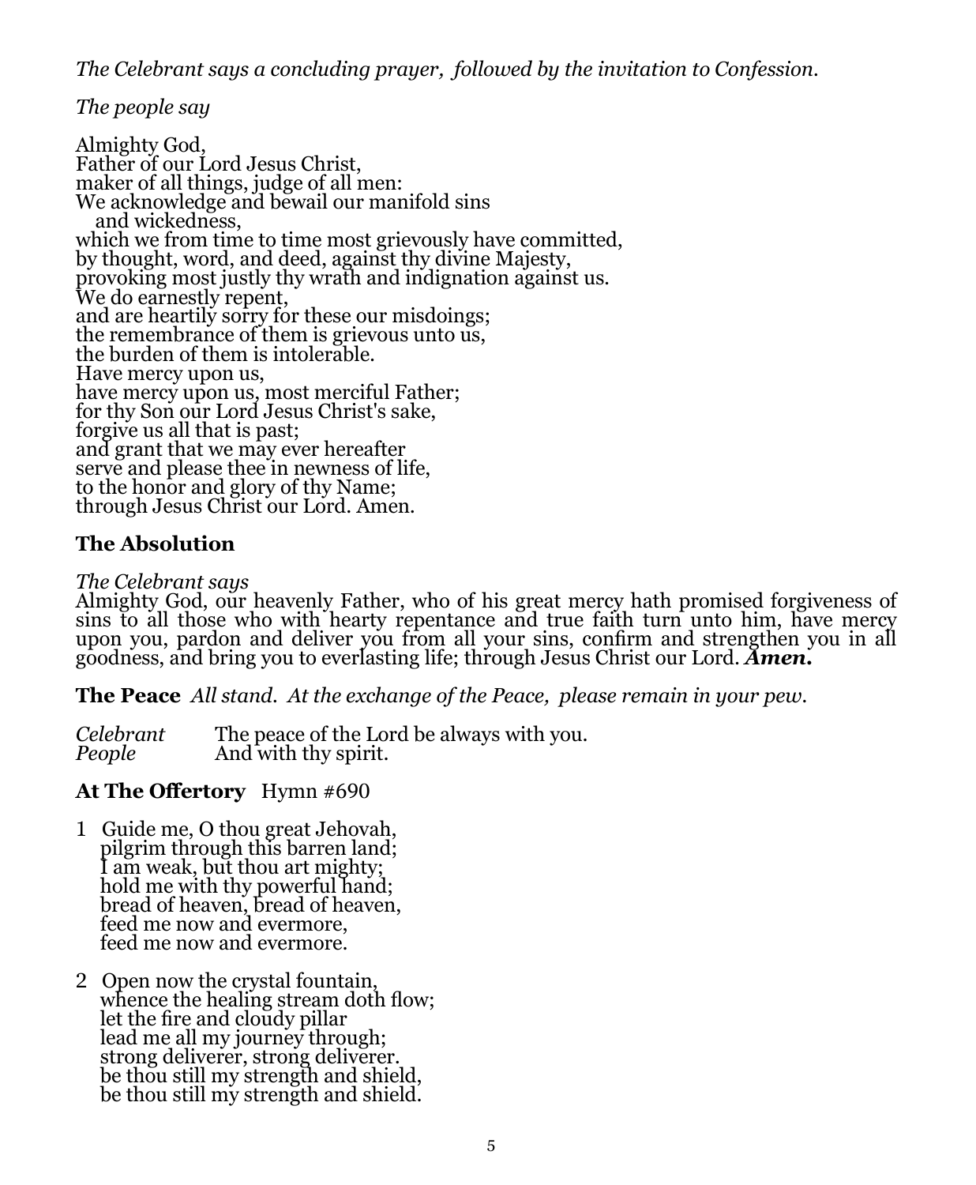*The Celebrant says a concluding prayer, followed by the invitation to Confession.*

*The people say*

Almighty God,
Father of our Lord Jesus Christ,
maker of all things, judge of all men:
We acknowledge and bewail our manifold sins
   and wickedness,
which we from time to time most grievously have committed,
by thought, word, and deed, against thy divine Majesty,
provoking most justly thy wrath and indignation against us.
We do earnestly repent,
and are heartily sorry for these our misdoings;
the remembrance of them is grievous unto us,
the burden of them is intolerable.
Have mercy upon us,
have mercy upon us, most merciful Father;
for thy Son our Lord Jesus Christ's sake,
forgive us all that is past;
and grant that we may ever hereafter
serve and please thee in newness of life,
to the honor and glory of thy Name;
through Jesus Christ our Lord. Amen.

**The Absolution**

*The Celebrant says*
Almighty God, our heavenly Father, who of his great mercy hath promised forgiveness of sins to all those who with hearty repentance and true faith turn unto him, have mercy upon you, pardon and deliver you from all your sins, confirm and strengthen you in all goodness, and bring you to everlasting life; through Jesus Christ our Lord. ***Amen.***

**The Peace** *All stand. At the exchange of the Peace, please remain in your pew.*

*Celebrant* The peace of the Lord be always with you.
*People* And with thy spirit.

**At The Offertory** Hymn #690

1 Guide me, O thou great Jehovah,
pilgrim through this barren land;
I am weak, but thou art mighty;
hold me with thy powerful hand;
bread of heaven, bread of heaven,
feed me now and evermore,
feed me now and evermore.

2 Open now the crystal fountain,
whence the healing stream doth flow;
let the fire and cloudy pillar
lead me all my journey through;
strong deliverer, strong deliverer.
be thou still my strength and shield,
be thou still my strength and shield.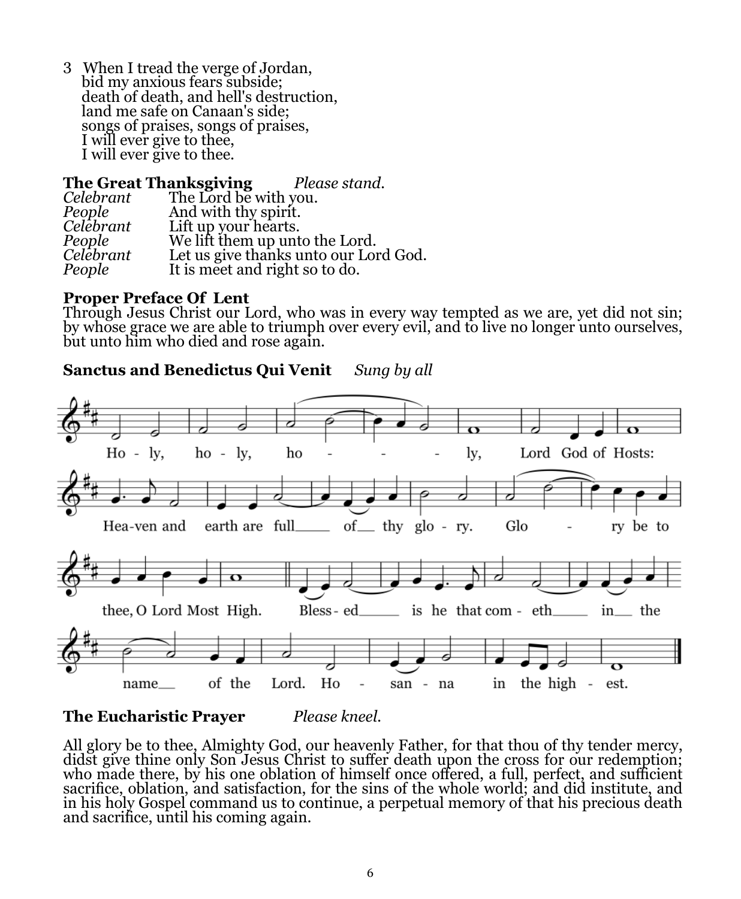3 When I tread the verge of Jordan,
bid my anxious fears subside;
death of death, and hell's destruction,
land me safe on Canaan's side;
songs of praises, songs of praises,
I will ever give to thee,
I will ever give to thee.

**The Great Thanksgiving** *Please stand.*

*Celebrant* The Lord be with you.
*People* And with thy spirit.
*Celebrant* Lift up your hearts.
*People* We lift them up unto the Lord.
*Celebrant* Let us give thanks unto our Lord God.
*People* It is meet and right so to do.

**Proper Preface Of Lent**

Through Jesus Christ our Lord, who was in every way tempted as we are, yet did not sin; by whose grace we are able to triumph over every evil, and to live no longer unto ourselves, but unto him who died and rose again.

**Sanctus and Benedictus Qui Venit** *Sung by all*

Holy, holy, holy, Lord God of Hosts: Heaven and earth are full of thy glory. Glory be to thee, O Lord Most High. Blessed is he that cometh in the name of the Lord. Hosanna in the highest.

**The Eucharistic Prayer** *Please kneel.*

All glory be to thee, Almighty God, our heavenly Father, for that thou of thy tender mercy, didst give thine only Son Jesus Christ to suffer death upon the cross for our redemption; who made there, by his one oblation of himself once offered, a full, perfect, and sufficient sacrifice, oblation, and satisfaction, for the sins of the whole world; and did institute, and in his holy Gospel command us to continue, a perpetual memory of that his precious death and sacrifice, until his coming again.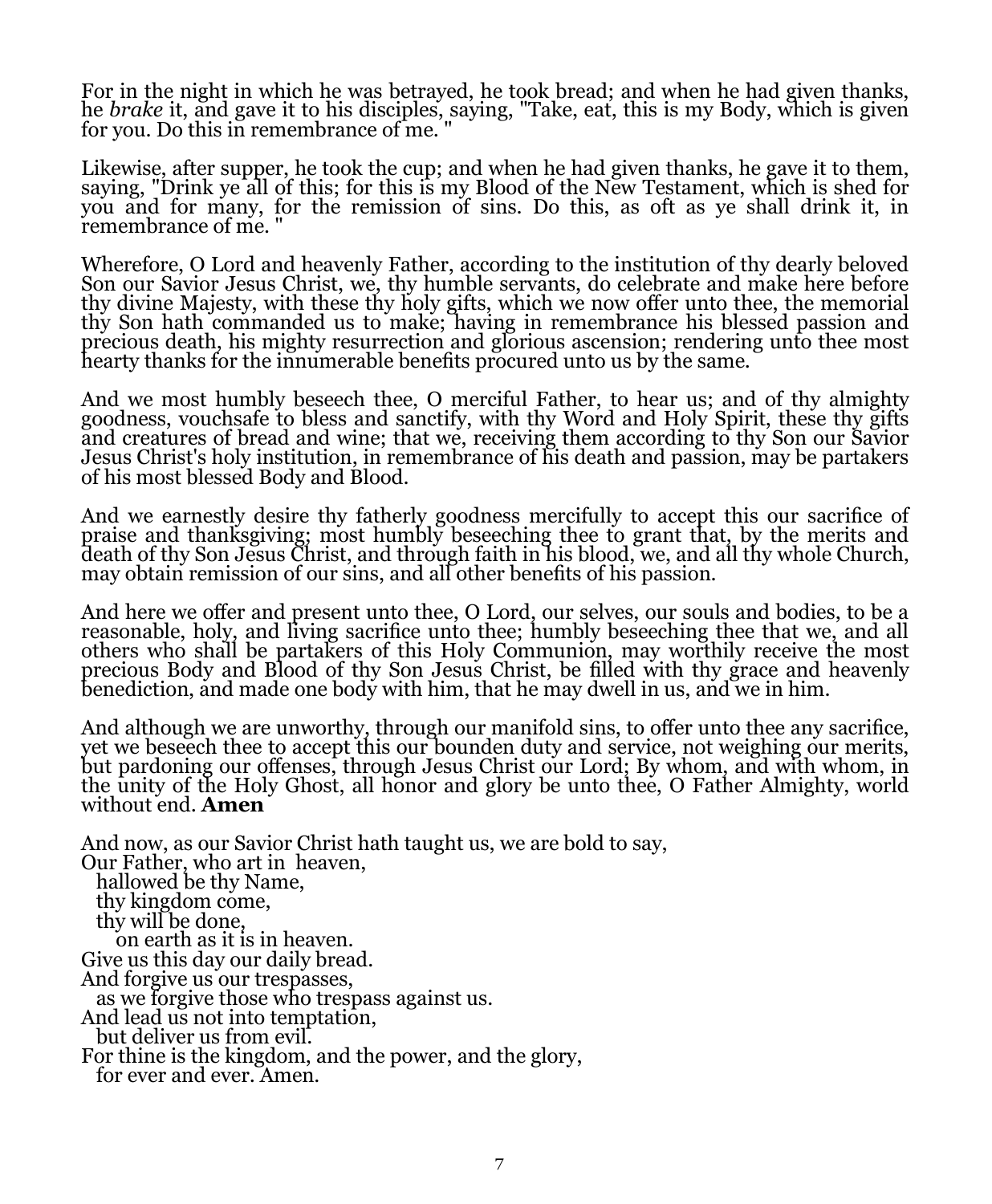For in the night in which he was betrayed, he took bread; and when he had given thanks, he *brake* it, and gave it to his disciples, saying, "Take, eat, this is my Body, which is given for you. Do this in remembrance of me. "

Likewise, after supper, he took the cup; and when he had given thanks, he gave it to them, saying, "Drink ye all of this; for this is my Blood of the New Testament, which is shed for you and for many, for the remission of sins. Do this, as oft as ye shall drink it, in remembrance of me. "

Wherefore, O Lord and heavenly Father, according to the institution of thy dearly beloved Son our Savior Jesus Christ, we, thy humble servants, do celebrate and make here before thy divine Majesty, with these thy holy gifts, which we now offer unto thee, the memorial thy Son hath commanded us to make; having in remembrance his blessed passion and precious death, his mighty resurrection and glorious ascension; rendering unto thee most hearty thanks for the innumerable benefits procured unto us by the same.

And we most humbly beseech thee, O merciful Father, to hear us; and of thy almighty goodness, vouchsafe to bless and sanctify, with thy Word and Holy Spirit, these thy gifts and creatures of bread and wine; that we, receiving them according to thy Son our Savior Jesus Christ's holy institution, in remembrance of his death and passion, may be partakers of his most blessed Body and Blood.

And we earnestly desire thy fatherly goodness mercifully to accept this our sacrifice of praise and thanksgiving; most humbly beseeching thee to grant that, by the merits and death of thy Son Jesus Christ, and through faith in his blood, we, and all thy whole Church, may obtain remission of our sins, and all other benefits of his passion.

And here we offer and present unto thee, O Lord, our selves, our souls and bodies, to be a reasonable, holy, and living sacrifice unto thee; humbly beseeching thee that we, and all others who shall be partakers of this Holy Communion, may worthily receive the most precious Body and Blood of thy Son Jesus Christ, be filled with thy grace and heavenly benediction, and made one body with him, that he may dwell in us, and we in him.

And although we are unworthy, through our manifold sins, to offer unto thee any sacrifice, yet we beseech thee to accept this our bounden duty and service, not weighing our merits, but pardoning our offenses, through Jesus Christ our Lord; By whom, and with whom, in the unity of the Holy Ghost, all honor and glory be unto thee, O Father Almighty, world without end. **Amen**

And now, as our Savior Christ hath taught us, we are bold to say,
Our Father, who art in heaven,
  hallowed be thy Name,
  thy kingdom come,
  thy will be done,
    on earth as it is in heaven.
Give us this day our daily bread.
And forgive us our trespasses,
  as we forgive those who trespass against us.
And lead us not into temptation,
  but deliver us from evil.
For thine is the kingdom, and the power, and the glory,
  for ever and ever. Amen.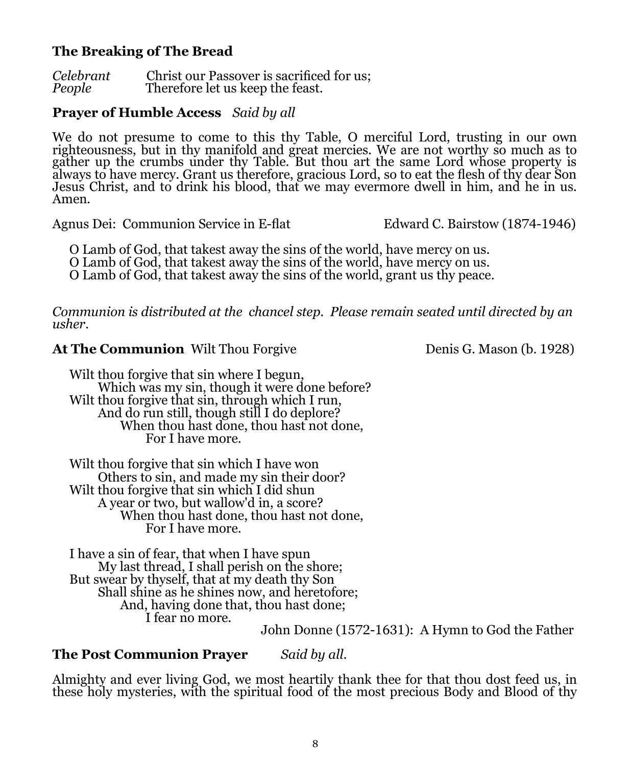### The Breaking of The Bread

*Celebrant* Christ our Passover is sacrificed for us;
*People* Therefore let us keep the feast.

### Prayer of Humble Access *Said by all*

We do not presume to come to this thy Table, O merciful Lord, trusting in our own righteousness, but in thy manifold and great mercies. We are not worthy so much as to gather up the crumbs under thy Table. But thou art the same Lord whose property is always to have mercy. Grant us therefore, gracious Lord, so to eat the flesh of thy dear Son Jesus Christ, and to drink his blood, that we may evermore dwell in him, and he in us. Amen.

Agnus Dei: Communion Service in E-flat — Edward C. Bairstow (1874-1946)

O Lamb of God, that takest away the sins of the world, have mercy on us.
O Lamb of God, that takest away the sins of the world, have mercy on us.
O Lamb of God, that takest away the sins of the world, grant us thy peace.

*Communion is distributed at the chancel step. Please remain seated until directed by an usher.*

**At The Communion** Wilt Thou Forgive — Denis G. Mason (b. 1928)

Wilt thou forgive that sin where I begun,
Which was my sin, though it were done before?
Wilt thou forgive that sin, through which I run,
And do run still, though still I do deplore?
When thou hast done, thou hast not done,
For I have more.

Wilt thou forgive that sin which I have won
Others to sin, and made my sin their door?
Wilt thou forgive that sin which I did shun
A year or two, but wallow'd in, a score?
When thou hast done, thou hast not done,
For I have more.

I have a sin of fear, that when I have spun
My last thread, I shall perish on the shore;
But swear by thyself, that at my death thy Son
Shall shine as he shines now, and heretofore;
And, having done that, thou hast done;
I fear no more.

John Donne (1572-1631): A Hymn to God the Father

### The Post Communion Prayer *Said by all.*

Almighty and ever living God, we most heartily thank thee for that thou dost feed us, in these holy mysteries, with the spiritual food of the most precious Body and Blood of thy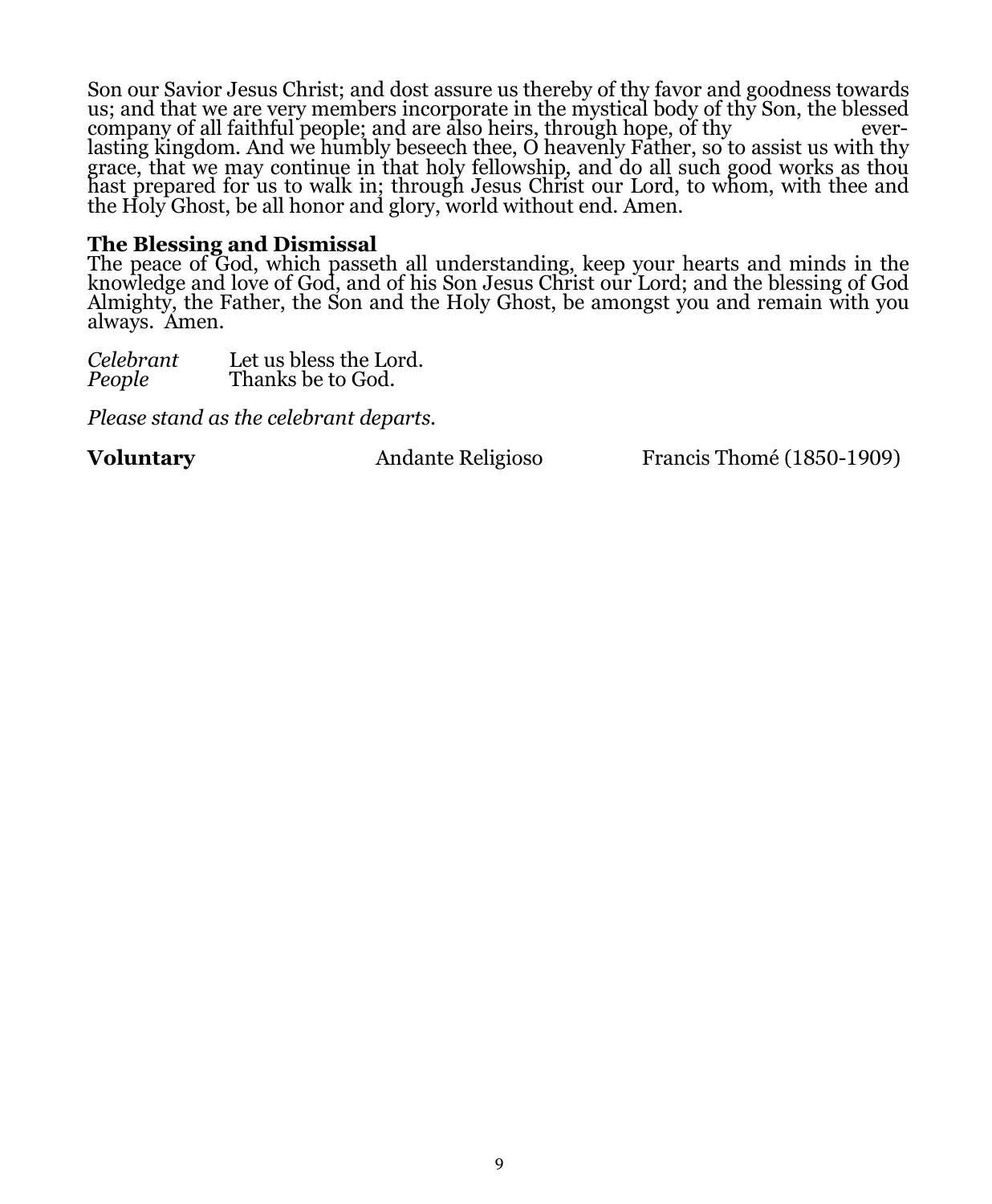Son our Savior Jesus Christ; and dost assure us thereby of thy favor and goodness towards us; and that we are very members incorporate in the mystical body of thy Son, the blessed company of all faithful people; and are also heirs, through hope, of thy everlasting kingdom. And we humbly beseech thee, O heavenly Father, so to assist us with thy grace, that we may continue in that holy fellowship, and do all such good works as thou hast prepared for us to walk in; through Jesus Christ our Lord, to whom, with thee and the Holy Ghost, be all honor and glory, world without end. Amen.

**The Blessing and Dismissal**
The peace of God, which passeth all understanding, keep your hearts and minds in the knowledge and love of God, and of his Son Jesus Christ our Lord; and the blessing of God Almighty, the Father, the Son and the Holy Ghost, be amongst you and remain with you always. Amen.

*Celebrant* Let us bless the Lord.
*People* Thanks be to God.

*Please stand as the celebrant departs.*

**Voluntary** Andante Religioso Francis Thomé (1850-1909)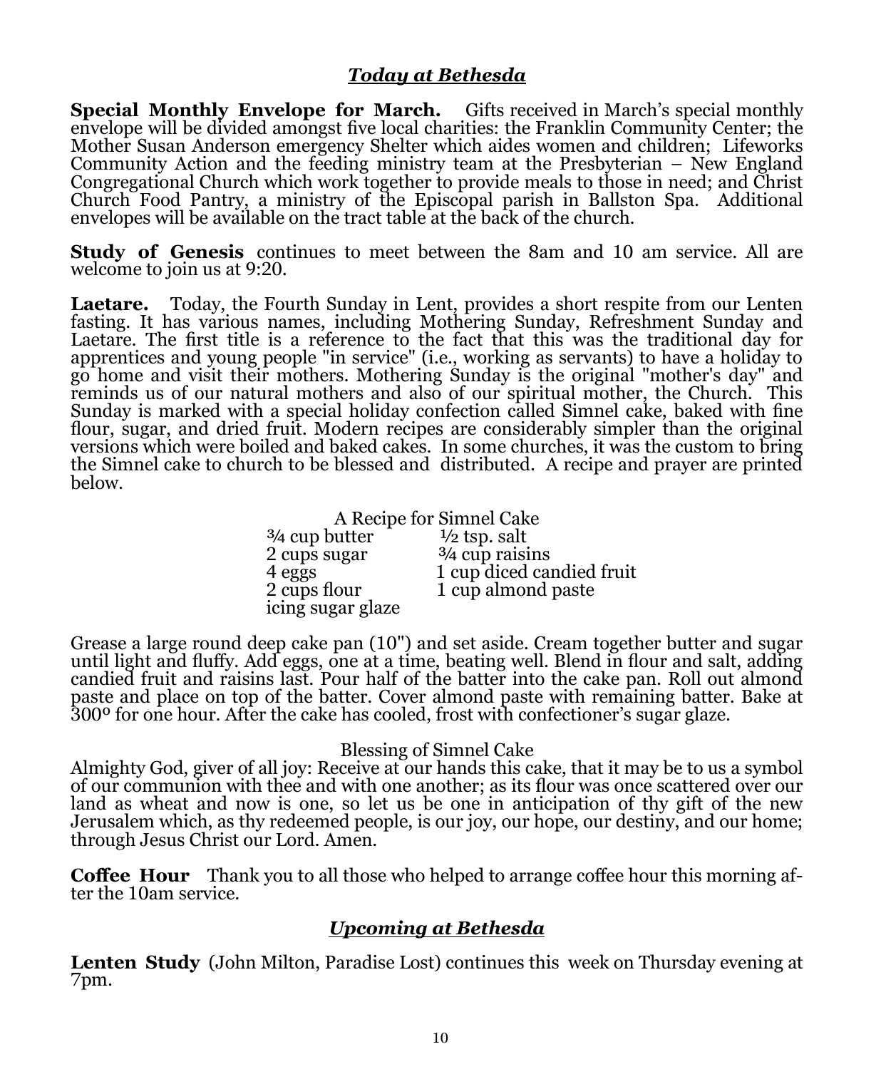## *Today at Bethesda*

**Special Monthly Envelope for March.** Gifts received in March's special monthly envelope will be divided amongst five local charities: the Franklin Community Center; the Mother Susan Anderson emergency Shelter which aides women and children; Lifeworks Community Action and the feeding ministry team at the Presbyterian – New England Congregational Church which work together to provide meals to those in need; and Christ Church Food Pantry, a ministry of the Episcopal parish in Ballston Spa. Additional envelopes will be available on the tract table at the back of the church.

**Study of Genesis** continues to meet between the 8am and 10 am service. All are welcome to join us at 9:20.

**Laetare.** Today, the Fourth Sunday in Lent, provides a short respite from our Lenten fasting. It has various names, including Mothering Sunday, Refreshment Sunday and Laetare. The first title is a reference to the fact that this was the traditional day for apprentices and young people "in service" (i.e., working as servants) to have a holiday to go home and visit their mothers. Mothering Sunday is the original "mother's day" and reminds us of our natural mothers and also of our spiritual mother, the Church. This Sunday is marked with a special holiday confection called Simnel cake, baked with fine flour, sugar, and dried fruit. Modern recipes are considerably simpler than the original versions which were boiled and baked cakes. In some churches, it was the custom to bring the Simnel cake to church to be blessed and distributed. A recipe and prayer are printed below.

A Recipe for Simnel Cake

| | |
|---|---|
| ¾ cup butter | ½ tsp. salt |
| 2 cups sugar | ¾ cup raisins |
| 4 eggs | 1 cup diced candied fruit |
| 2 cups flour | 1 cup almond paste |
| icing sugar glaze | |

Grease a large round deep cake pan (10") and set aside. Cream together butter and sugar until light and fluffy. Add eggs, one at a time, beating well. Blend in flour and salt, adding candied fruit and raisins last. Pour half of the batter into the cake pan. Roll out almond paste and place on top of the batter. Cover almond paste with remaining batter. Bake at 300º for one hour. After the cake has cooled, frost with confectioner's sugar glaze.

Blessing of Simnel Cake

Almighty God, giver of all joy: Receive at our hands this cake, that it may be to us a symbol of our communion with thee and with one another; as its flour was once scattered over our land as wheat and now is one, so let us be one in anticipation of thy gift of the new Jerusalem which, as thy redeemed people, is our joy, our hope, our destiny, and our home; through Jesus Christ our Lord. Amen.

**Coffee Hour** Thank you to all those who helped to arrange coffee hour this morning after the 10am service.

## *Upcoming at Bethesda*

**Lenten Study** (John Milton, Paradise Lost) continues this week on Thursday evening at 7pm.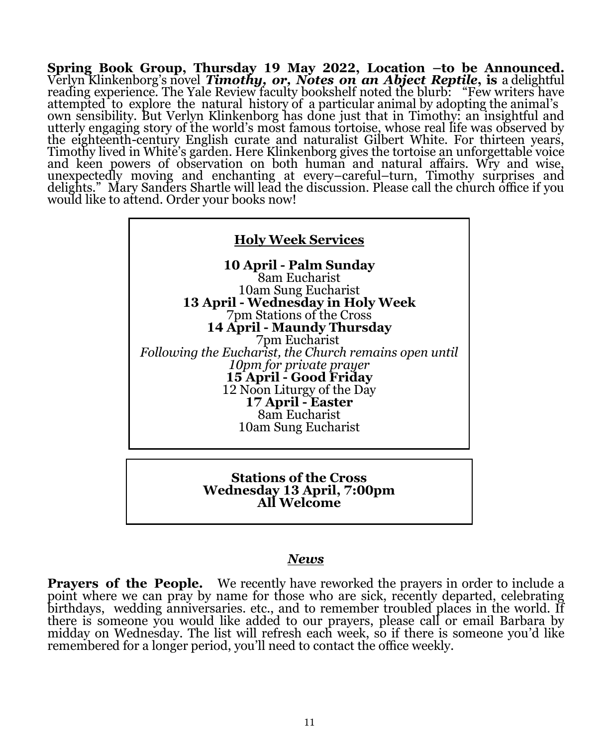**Spring Book Group, Thursday 19 May 2022, Location –to be Announced.** Verlyn Klinkenborg's novel ***Timothy, or, Notes on an Abject Reptile*, is** a delightful reading experience. The Yale Review faculty bookshelf noted the blurb: "Few writers have attempted to explore the natural history of a particular animal by adopting the animal's own sensibility. But Verlyn Klinkenborg has done just that in Timothy: an insightful and utterly engaging story of the world's most famous tortoise, whose real life was observed by the eighteenth-century English curate and naturalist Gilbert White. For thirteen years, Timothy lived in White's garden. Here Klinkenborg gives the tortoise an unforgettable voice and keen powers of observation on both human and natural affairs. Wry and wise, unexpectedly moving and enchanting at every–careful–turn, Timothy surprises and delights." Mary Sanders Shartle will lead the discussion. Please call the church office if you would like to attend. Order your books now!

**Holy Week Services**

**10 April - Palm Sunday**
8am Eucharist
10am Sung Eucharist
**13 April - Wednesday in Holy Week**
7pm Stations of the Cross
**14 April - Maundy Thursday**
7pm Eucharist
*Following the Eucharist, the Church remains open until 10pm for private prayer*
**15 April - Good Friday**
12 Noon Liturgy of the Day
**17 April - Easter**
8am Eucharist
10am Sung Eucharist

**Stations of the Cross**
**Wednesday 13 April, 7:00pm**
**All Welcome**

## *News*

**Prayers of the People.** We recently have reworked the prayers in order to include a point where we can pray by name for those who are sick, recently departed, celebrating birthdays, wedding anniversaries. etc., and to remember troubled places in the world. If there is someone you would like added to our prayers, please call or email Barbara by midday on Wednesday. The list will refresh each week, so if there is someone you'd like remembered for a longer period, you'll need to contact the office weekly.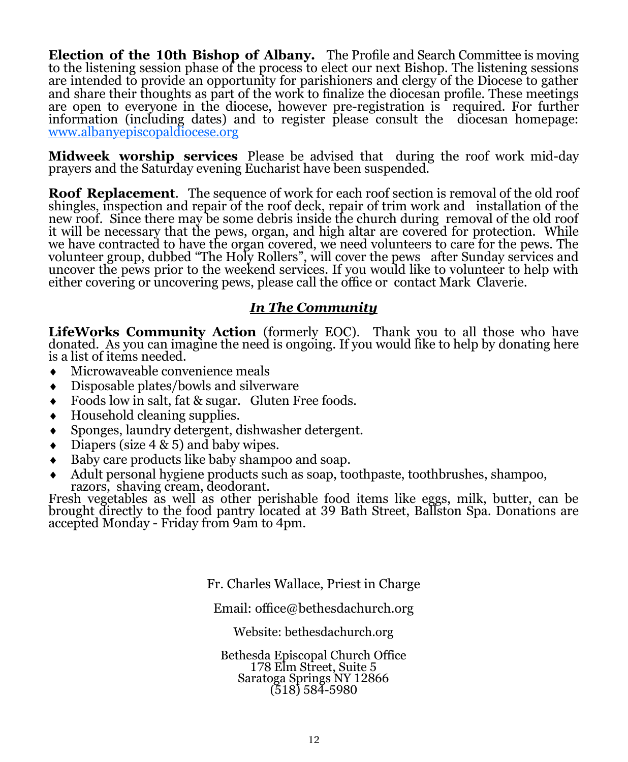**Election of the 10th Bishop of Albany.** The Profile and Search Committee is moving to the listening session phase of the process to elect our next Bishop. The listening sessions are intended to provide an opportunity for parishioners and clergy of the Diocese to gather and share their thoughts as part of the work to finalize the diocesan profile. These meetings are open to everyone in the diocese, however pre-registration is required. For further information (including dates) and to register please consult the diocesan homepage: www.albanyepiscopaldiocese.org

**Midweek worship services** Please be advised that during the roof work mid-day prayers and the Saturday evening Eucharist have been suspended.

**Roof Replacement**. The sequence of work for each roof section is removal of the old roof shingles, inspection and repair of the roof deck, repair of trim work and installation of the new roof. Since there may be some debris inside the church during removal of the old roof it will be necessary that the pews, organ, and high altar are covered for protection. While we have contracted to have the organ covered, we need volunteers to care for the pews. The volunteer group, dubbed "The Holy Rollers", will cover the pews after Sunday services and uncover the pews prior to the weekend services. If you would like to volunteer to help with either covering or uncovering pews, please call the office or contact Mark Claverie.

## ***In The Community***

**LifeWorks Community Action** (formerly EOC). Thank you to all those who have donated. As you can imagine the need is ongoing. If you would like to help by donating here is a list of items needed.

- Microwaveable convenience meals
- Disposable plates/bowls and silverware
- Foods low in salt, fat & sugar. Gluten Free foods.
- Household cleaning supplies.
- Sponges, laundry detergent, dishwasher detergent.
- Diapers (size 4 & 5) and baby wipes.
- Baby care products like baby shampoo and soap.
- Adult personal hygiene products such as soap, toothpaste, toothbrushes, shampoo, razors, shaving cream, deodorant.

Fresh vegetables as well as other perishable food items like eggs, milk, butter, can be brought directly to the food pantry located at 39 Bath Street, Ballston Spa. Donations are accepted Monday - Friday from 9am to 4pm.

Fr. Charles Wallace, Priest in Charge

Email: office@bethesdachurch.org

Website: bethesdachurch.org

Bethesda Episcopal Church Office
178 Elm Street, Suite 5
Saratoga Springs NY 12866
(518) 584-5980